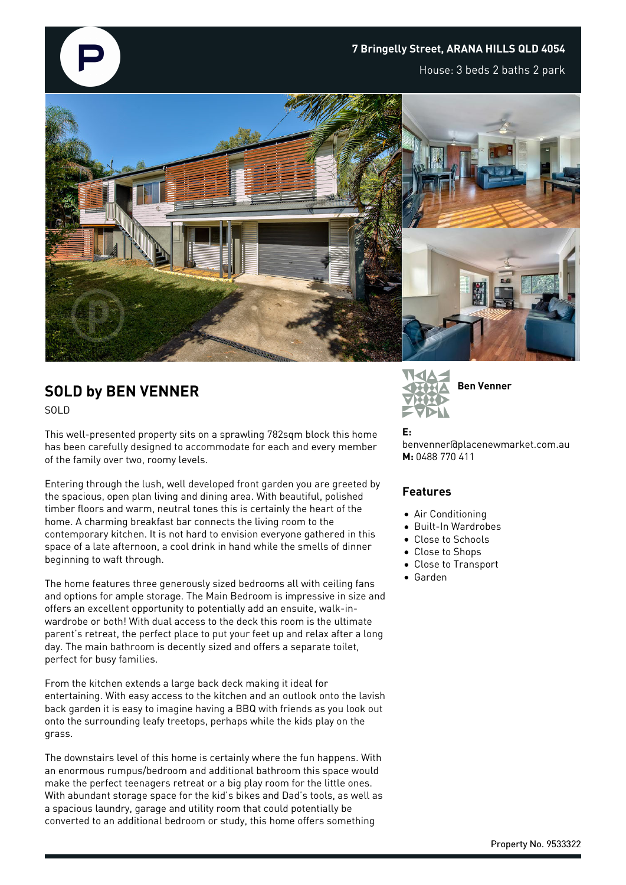**7 Bringelly Street, ARANA HILLS QLD 4054**

House: 3 beds 2 baths 2 park

## SOLD by BEN VENNER

SOLD

This well-presented property sits on a sprawling 782sqm block this home has been carefully designed to accommodate for each and every member of the family over two, roomy levels.

Entering through the lush, well developed front garden you are greeted by the spacious, open plan living and dining area. With beautiful, polished timber floors and warm, neutral tones this is certainly the heart of the home. A charming breakfast bar connects the living room to the contemporary kitchen. It is not hard to envision everyone gathered in this space of a late afternoon, a cool drink in hand while the smells of dinner beginning to waft through.

The home features three generously sized bedrooms all with ceiling fans and options for ample storage. The Main Bedroom is impressive in size and offers an excellent opportunity to potentially add an ensuite, walk-in-wardrobe or both! With dual access to the deck this room is the ultimate parent's retreat, the perfect place to put your feet up and relax after a long day. The main bathroom is decently sized and offers a separate toilet, perfect for busy families.

From the kitchen extends a large back deck making it ideal for entertaining. With easy access to the kitchen and an outlook onto the lavish back garden it is easy to imagine having a BBQ with friends as you look out onto the surrounding leafy treetops, perhaps while the kids play on the grass.

The downstairs level of this home is certainly where the fun happens. With an enormous rumpus/bedroom and additional bathroom this space would make the perfect teenagers retreat or a big play room for the little ones. With abundant storage space for the kid's bikes and Dad's tools, as well as a spacious laundry, garage and utility room that could potentially be converted to an additional bedroom or study, this home offers something

**Ben Venner**

**E:** benvenner@placenewmarket.com.au
**M:** 0488 770 411

### Features

- Air Conditioning
- Built-In Wardrobes
- Close to Schools
- Close to Shops
- Close to Transport
- Garden

Property No. 9533322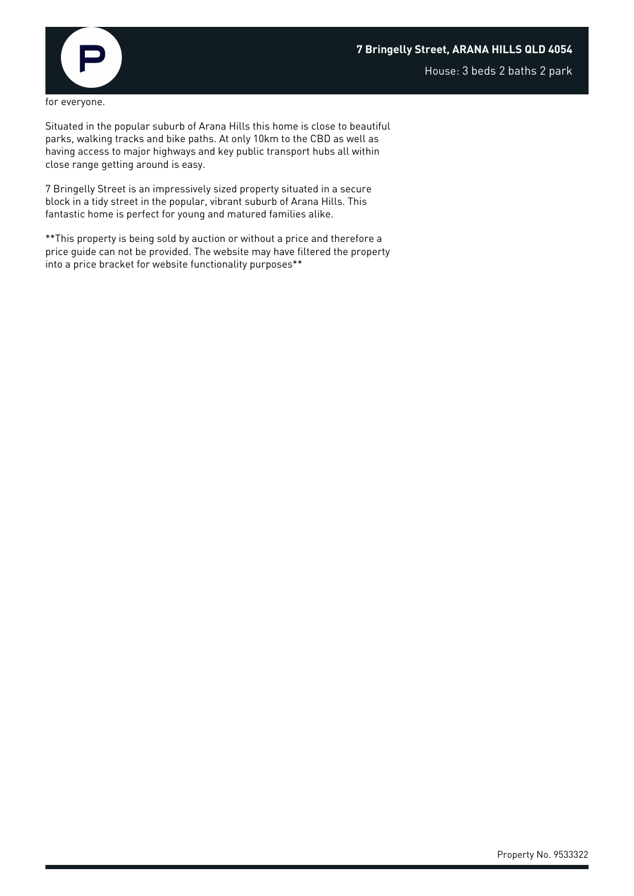for everyone.

Situated in the popular suburb of Arana Hills this home is close to beautiful parks, walking tracks and bike paths. At only 10km to the CBD as well as having access to major highways and key public transport hubs all within close range getting around is easy.

7 Bringelly Street is an impressively sized property situated in a secure block in a tidy street in the popular, vibrant suburb of Arana Hills. This fantastic home is perfect for young and matured families alike.

**This property is being sold by auction or without a price and therefore a price guide can not be provided. The website may have filtered the property into a price bracket for website functionality purposes**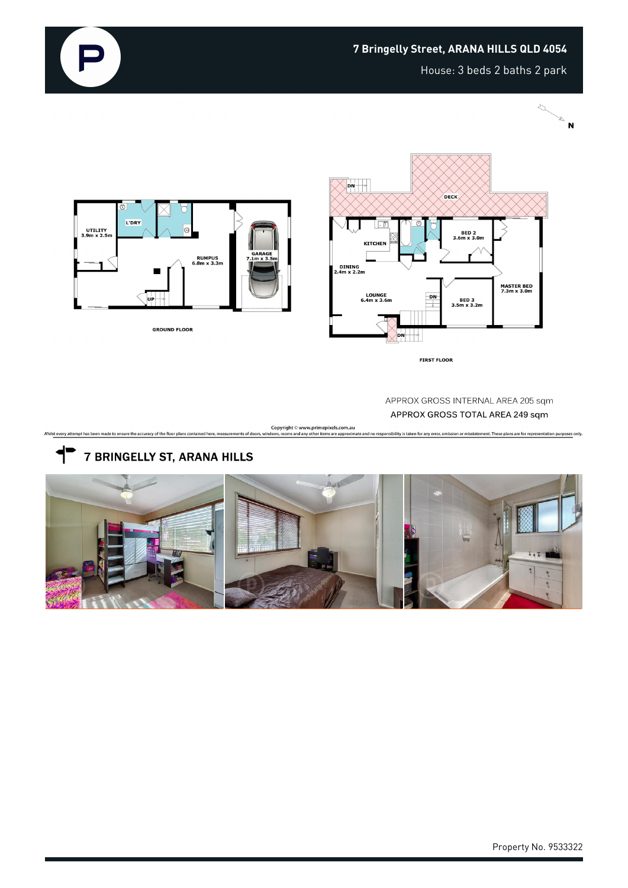# 7 Bringelly Street, ARANA HILLS QLD 4054

House: 3 beds 2 baths 2 park

N

UTILITY
3.9m x 2.5m

L'DRY

RUMPUS
6.8m x 3.3m

GARAGE
7.1m x 3.5m

UP

GROUND FLOOR

DN

DECK

KITCHEN

BED 2
3.6m x 3.0m

DINING
2.4m x 2.2m

MASTER BED
7.3m x 3.0m

LOUNGE
6.4m x 3.6m

DN

BED 3
3.5m x 3.2m

DN

FIRST FLOOR

APPROX GROSS INTERNAL AREA 205 sqm

APPROX GROSS TOTAL AREA 249 sqm

Copyright © www.primepixels.com.au

Whilst every attempt has been made to ensure the accuracy of the floor plans contained here, measurements of doors, windows, rooms and any other items are approximate and no responsibility is taken for any error, omission or misstatement. These plans are for representation purposes only.

## 7 BRINGELLY ST, ARANA HILLS

Property No. 9533322